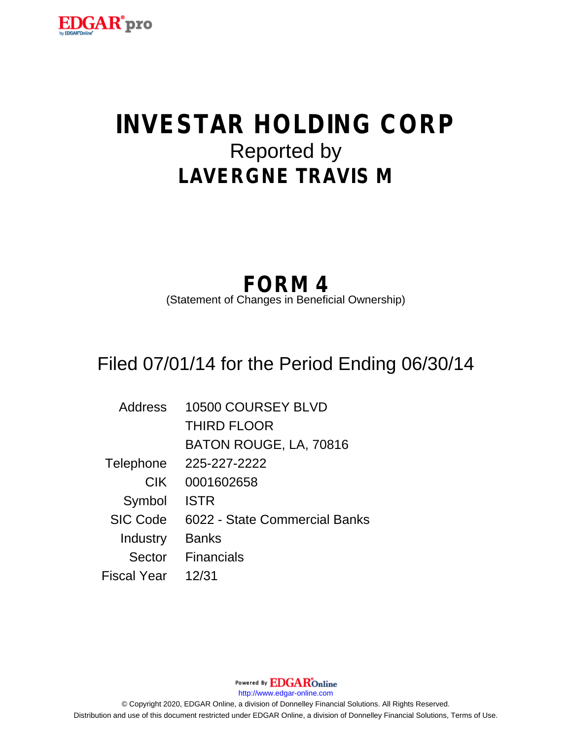# INVESTAR HOLDING CORP

Reported by

## LAVERGNE TRAVIS M

## FORM 4

(Statement of Changes in Beneficial Ownership)

Filed 07/01/14 for the Period Ending 06/30/14

| | |
|---|---|
| Address | 10500 COURSEY BLVD<br>THIRD FLOOR<br>BATON ROUGE, LA, 70816 |
| Telephone | 225-227-2222 |
| CIK | 0001602658 |
| Symbol | ISTR |
| SIC Code | 6022 - State Commercial Banks |
| Industry | Banks |
| Sector | Financials |
| Fiscal Year | 12/31 |

Powered By EDGAR Online

http://www.edgar-online.com

© Copyright 2020, EDGAR Online, a division of Donnelley Financial Solutions. All Rights Reserved.

Distribution and use of this document restricted under EDGAR Online, a division of Donnelley Financial Solutions, Terms of Use.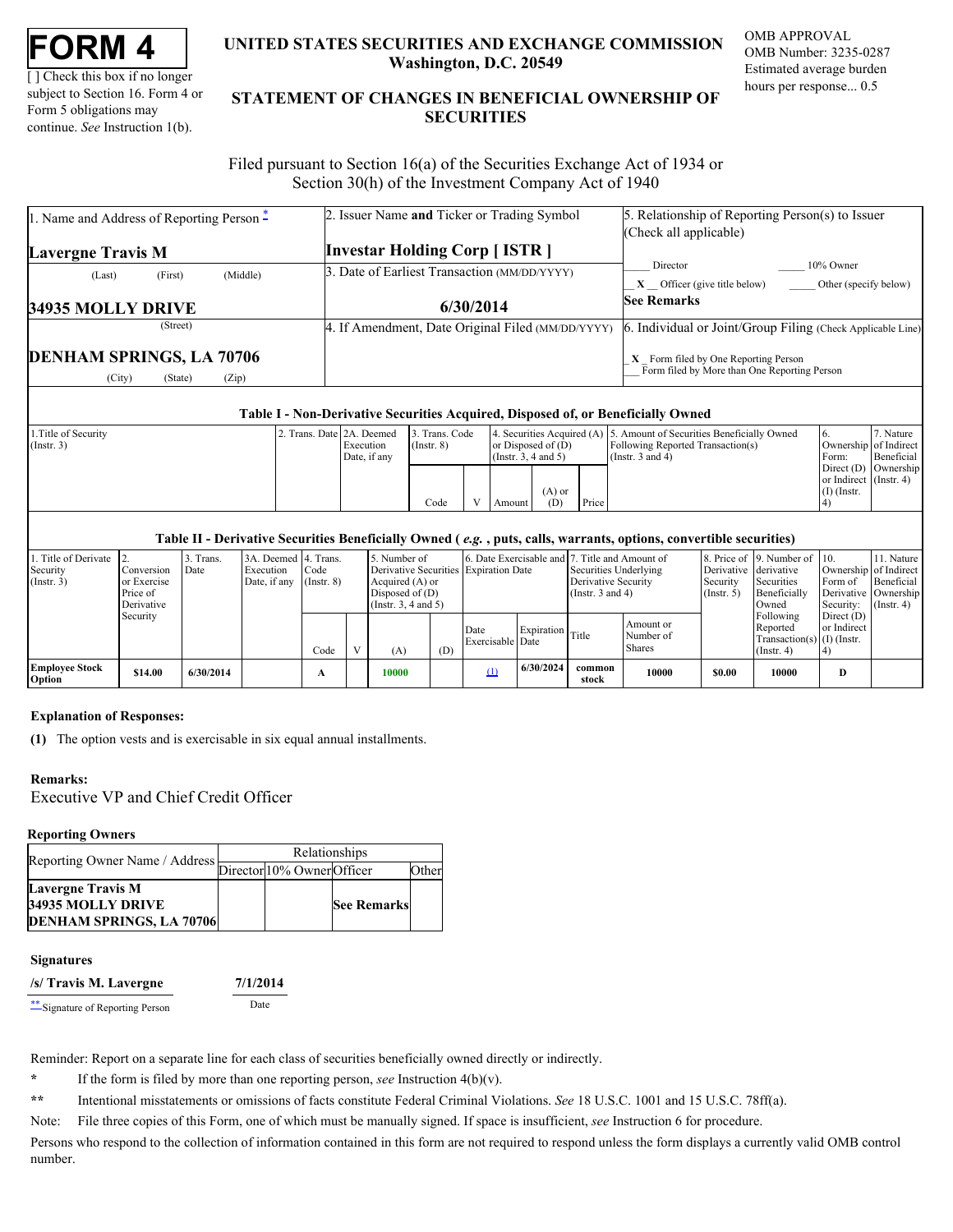# FORM 4

[ ] Check this box if no longer subject to Section 16. Form 4 or Form 5 obligations may continue. *See* Instruction 1(b).

## UNITED STATES SECURITIES AND EXCHANGE COMMISSION
**Washington, D.C. 20549**

## STATEMENT OF CHANGES IN BENEFICIAL OWNERSHIP OF SECURITIES

OMB APPROVAL
OMB Number: 3235-0287
Estimated average burden hours per response... 0.5

Filed pursuant to Section 16(a) of the Securities Exchange Act of 1934 or Section 30(h) of the Investment Company Act of 1940

| 1. Name and Address of Reporting Person * | 2. Issuer Name **and** Ticker or Trading Symbol | 5. Relationship of Reporting Person(s) to Issuer (Check all applicable) |
|---|---|---|
| **Lavergne Travis M** (Last) (First) (Middle) | **Investar Holding Corp [ ISTR ]** | ____ Director _____ 10% Owner |
| | 3. Date of Earliest Transaction (MM/DD/YYYY) | X __ Officer (give title below) _____ Other (specify below) |
| **34935 MOLLY DRIVE** (Street) | **6/30/2014** | **See Remarks** |
| | 4. If Amendment, Date Original Filed (MM/DD/YYYY) | 6. Individual or Joint/Group Filing (Check Applicable Line) |
| **DENHAM SPRINGS, LA 70706** (City) (State) (Zip) | | _X _ Form filed by One Reporting Person<br>___ Form filed by More than One Reporting Person |

### Table I - Non-Derivative Securities Acquired, Disposed of, or Beneficially Owned

| 1.Title of Security (Instr. 3) | 2. Trans. Date | 2A. Deemed Execution Date, if any | 3. Trans. Code (Instr. 8) | | 4. Securities Acquired (A) or Disposed of (D) (Instr. 3, 4 and 5) | | | 5. Amount of Securities Beneficially Owned Following Reported Transaction(s) (Instr. 3 and 4) | 6. Ownership Form: Direct (D) or Indirect (I) (Instr. 4) | 7. Nature of Indirect Beneficial Ownership (Instr. 4) |
|---|---|---|---|---|---|---|---|---|---|---|
| | | | Code | V | Amount | (A) or (D) | Price | | | |

### Table II - Derivative Securities Beneficially Owned ( *e.g.* , puts, calls, warrants, options, convertible securities)

| 1. Title of Derivate Security (Instr. 3) | 2. Conversion or Exercise Price of Derivative Security | 3. Trans. Date | 3A. Deemed Execution Date, if any | 4. Trans. Code (Instr. 8) | | 5. Number of Derivative Securities Acquired (A) or Disposed of (D) (Instr. 3, 4 and 5) | | 6. Date Exercisable and Expiration Date | | 7. Title and Amount of Securities Underlying Derivative Security (Instr. 3 and 4) | | 8. Price of Derivative Security (Instr. 5) | 9. Number of derivative Securities Beneficially Owned Following Reported Transaction(s) (Instr. 4) | 10. Ownership Form of Derivative Security: Direct (D) or Indirect (I) (Instr. 4) | 11. Nature of Indirect Beneficial Ownership (Instr. 4) |
|---|---|---|---|---|---|---|---|---|---|---|---|---|---|---|---|
| | | | | Code | V | (A) | (D) | Date Exercisable | Expiration Date | Title | Amount or Number of Shares | | | | |
| **Employee Stock Option** | **$14.00** | **6/30/2014** | | **A** | | **10000** | | (1) | **6/30/2024** | **common stock** | **10000** | **$0.00** | **10000** | **D** | |

## Explanation of Responses:

**(1)** The option vests and is exercisable in six equal annual installments.

## Remarks:

Executive VP and Chief Credit Officer

## Reporting Owners

| Reporting Owner Name / Address | Relationships | | | |
|---|---|---|---|---|
| | Director | 10% Owner | Officer | Other |
| **Lavergne Travis M**<br>**34935 MOLLY DRIVE**<br>**DENHAM SPRINGS, LA 70706** | | | **See Remarks** | |

## Signatures

**/s/ Travis M. Lavergne** — **7/1/2014**

** Signature of Reporting Person — Date

Reminder: Report on a separate line for each class of securities beneficially owned directly or indirectly.

\* If the form is filed by more than one reporting person, *see* Instruction 4(b)(v).

** Intentional misstatements or omissions of facts constitute Federal Criminal Violations. *See* 18 U.S.C. 1001 and 15 U.S.C. 78ff(a).

Note: File three copies of this Form, one of which must be manually signed. If space is insufficient, *see* Instruction 6 for procedure.

Persons who respond to the collection of information contained in this form are not required to respond unless the form displays a currently valid OMB control number.